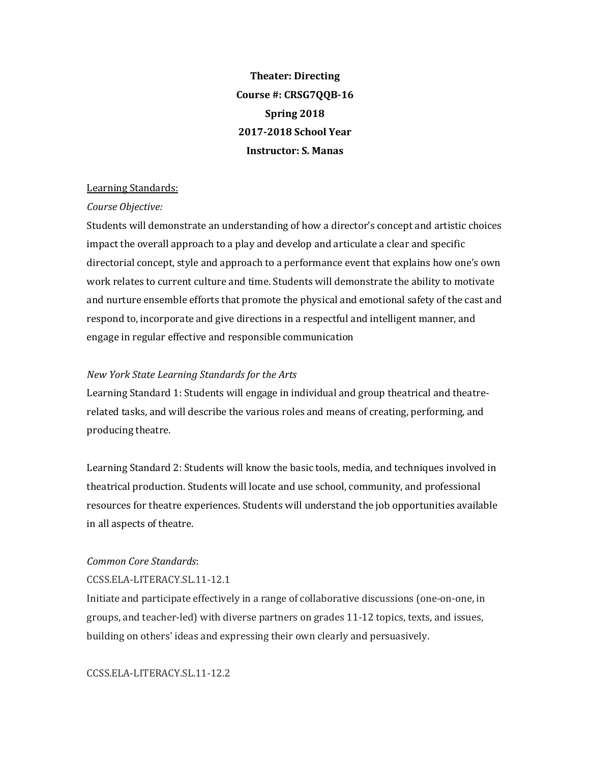**Theater: Directing**
**Course #: CRSG7QQB-16**
**Spring 2018**
**2017-2018 School Year**
**Instructor: S. Manas**

Learning Standards:

*Course Objective:*

Students will demonstrate an understanding of how a director's concept and artistic choices impact the overall approach to a play and develop and articulate a clear and specific directorial concept, style and approach to a performance event that explains how one's own work relates to current culture and time. Students will demonstrate the ability to motivate and nurture ensemble efforts that promote the physical and emotional safety of the cast and respond to, incorporate and give directions in a respectful and intelligent manner, and engage in regular effective and responsible communication

*New York State Learning Standards for the Arts*

Learning Standard 1: Students will engage in individual and group theatrical and theatre-related tasks, and will describe the various roles and means of creating, performing, and producing theatre.

Learning Standard 2: Students will know the basic tools, media, and techniques involved in theatrical production. Students will locate and use school, community, and professional resources for theatre experiences. Students will understand the job opportunities available in all aspects of theatre.

*Common Core Standards*:

CCSS.ELA-LITERACY.SL.11-12.1

Initiate and participate effectively in a range of collaborative discussions (one-on-one, in groups, and teacher-led) with diverse partners on grades 11-12 topics, texts, and issues, building on others' ideas and expressing their own clearly and persuasively.

CCSS.ELA-LITERACY.SL.11-12.2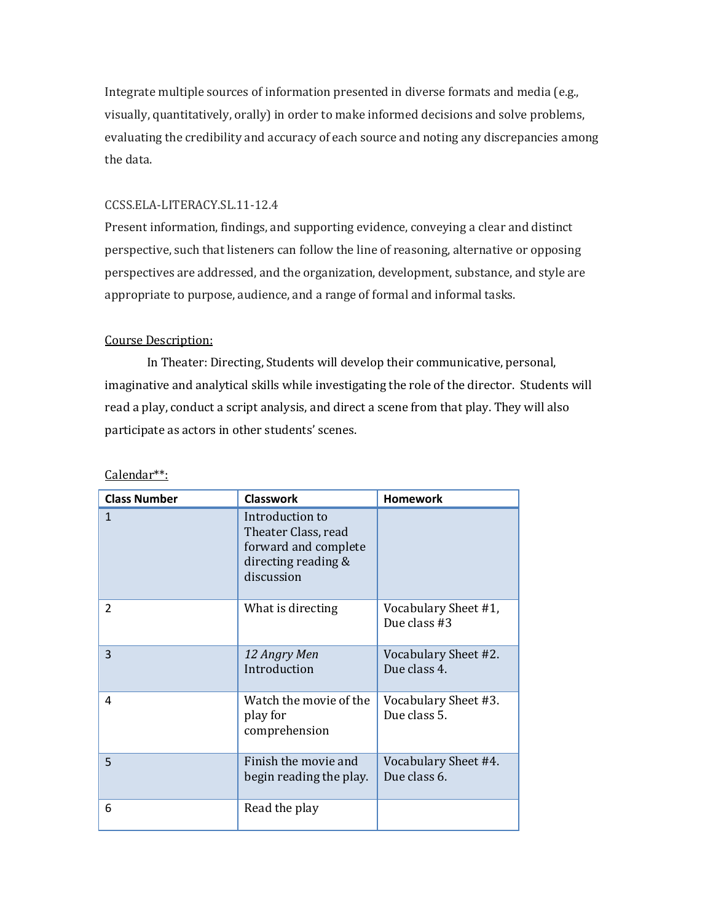Integrate multiple sources of information presented in diverse formats and media (e.g., visually, quantitatively, orally) in order to make informed decisions and solve problems, evaluating the credibility and accuracy of each source and noting any discrepancies among the data.

CCSS.ELA-LITERACY.SL.11-12.4
Present information, findings, and supporting evidence, conveying a clear and distinct perspective, such that listeners can follow the line of reasoning, alternative or opposing perspectives are addressed, and the organization, development, substance, and style are appropriate to purpose, audience, and a range of formal and informal tasks.

Course Description:

In Theater: Directing, Students will develop their communicative, personal, imaginative and analytical skills while investigating the role of the director. Students will read a play, conduct a script analysis, and direct a scene from that play. They will also participate as actors in other students' scenes.

Calendar**:

| Class Number | Classwork | Homework |
|---|---|---|
| 1 | Introduction to Theater Class, read forward and complete directing reading & discussion | |
| 2 | What is directing | Vocabulary Sheet #1, Due class #3 |
| 3 | *12 Angry Men* Introduction | Vocabulary Sheet #2. Due class 4. |
| 4 | Watch the movie of the play for comprehension | Vocabulary Sheet #3. Due class 5. |
| 5 | Finish the movie and begin reading the play. | Vocabulary Sheet #4. Due class 6. |
| 6 | Read the play | |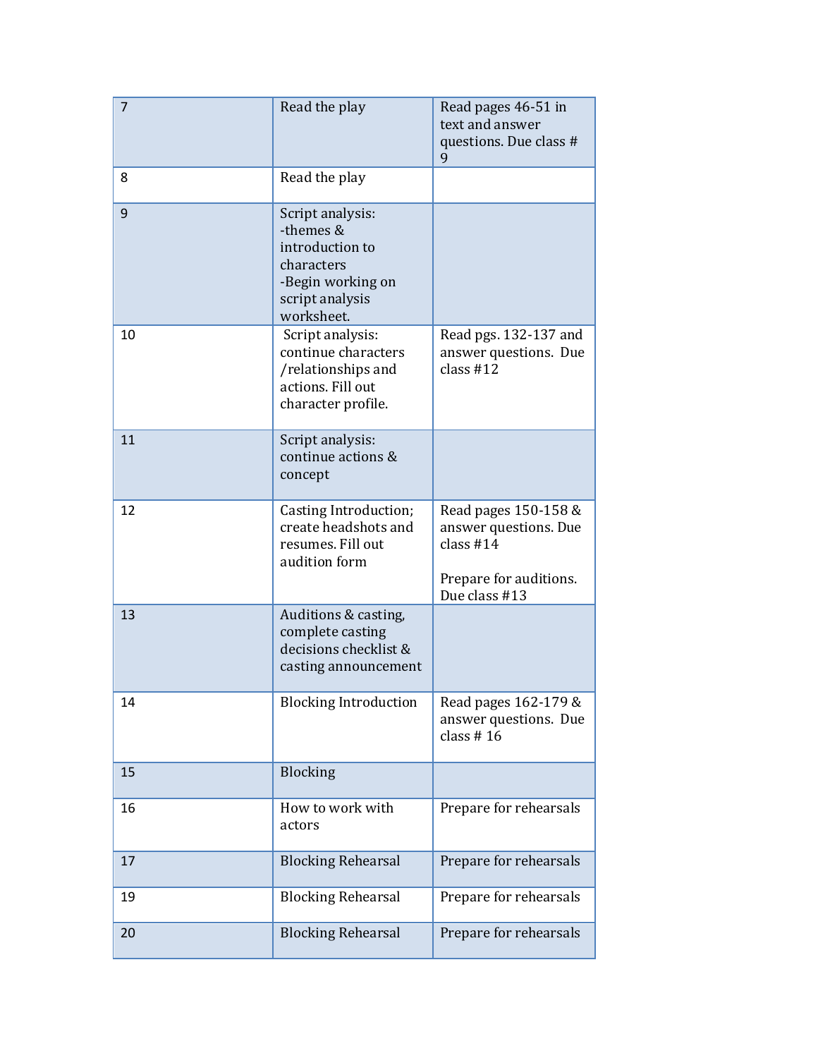| 7 | Read the play | Read pages 46-51 in text and answer questions. Due class # 9 |
|---|---|---|
| 8 | Read the play | |
| 9 | Script analysis: -themes & introduction to characters -Begin working on script analysis worksheet. | |
| 10 | Script analysis: continue characters /relationships and actions. Fill out character profile. | Read pgs. 132-137 and answer questions. Due class #12 |
| 11 | Script analysis: continue actions & concept | |
| 12 | Casting Introduction; create headshots and resumes. Fill out audition form | Read pages 150-158 & answer questions. Due class #14<br><br>Prepare for auditions. Due class #13 |
| 13 | Auditions & casting, complete casting decisions checklist & casting announcement | |
| 14 | Blocking Introduction | Read pages 162-179 & answer questions. Due class # 16 |
| 15 | Blocking | |
| 16 | How to work with actors | Prepare for rehearsals |
| 17 | Blocking Rehearsal | Prepare for rehearsals |
| 19 | Blocking Rehearsal | Prepare for rehearsals |
| 20 | Blocking Rehearsal | Prepare for rehearsals |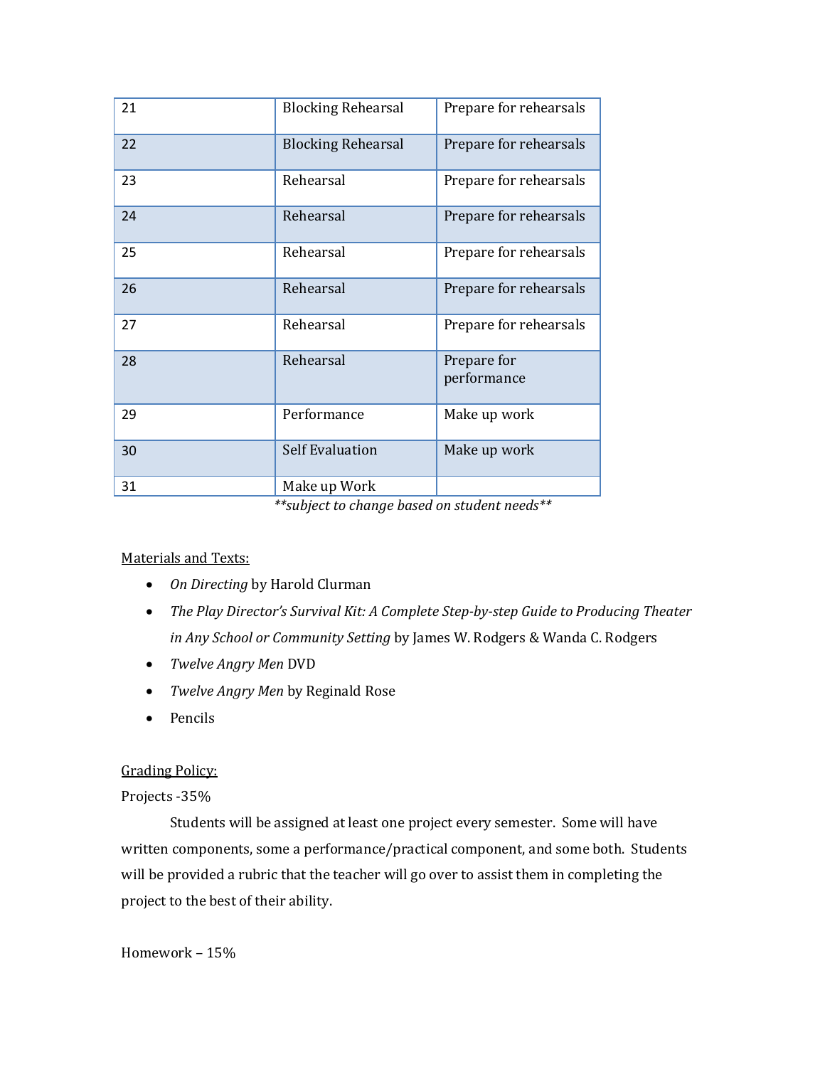| 21 | Blocking Rehearsal | Prepare for rehearsals |
|---|---|---|
| 22 | Blocking Rehearsal | Prepare for rehearsals |
| 23 | Rehearsal | Prepare for rehearsals |
| 24 | Rehearsal | Prepare for rehearsals |
| 25 | Rehearsal | Prepare for rehearsals |
| 26 | Rehearsal | Prepare for rehearsals |
| 27 | Rehearsal | Prepare for rehearsals |
| 28 | Rehearsal | Prepare for performance |
| 29 | Performance | Make up work |
| 30 | Self Evaluation | Make up work |
| 31 | Make up Work | |

*\*\*subject to change based on student needs\*\**

Materials and Texts:

- *On Directing* by Harold Clurman
- *The Play Director's Survival Kit: A Complete Step-by-step Guide to Producing Theater in Any School or Community Setting* by James W. Rodgers & Wanda C. Rodgers
- *Twelve Angry Men* DVD
- *Twelve Angry Men* by Reginald Rose
- Pencils

Grading Policy:

Projects -35%

Students will be assigned at least one project every semester. Some will have written components, some a performance/practical component, and some both. Students will be provided a rubric that the teacher will go over to assist them in completing the project to the best of their ability.

Homework – 15%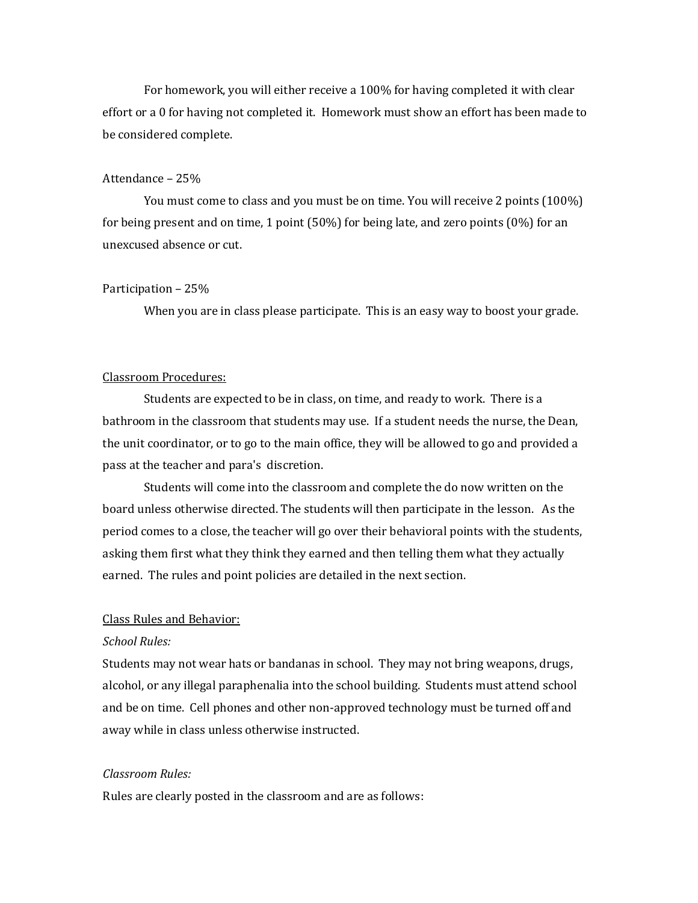For homework, you will either receive a 100% for having completed it with clear effort or a 0 for having not completed it. Homework must show an effort has been made to be considered complete.

Attendance – 25%

You must come to class and you must be on time. You will receive 2 points (100%) for being present and on time, 1 point (50%) for being late, and zero points (0%) for an unexcused absence or cut.

Participation – 25%

When you are in class please participate. This is an easy way to boost your grade.

<u>Classroom Procedures:</u>

Students are expected to be in class, on time, and ready to work. There is a bathroom in the classroom that students may use. If a student needs the nurse, the Dean, the unit coordinator, or to go to the main office, they will be allowed to go and provided a pass at the teacher and para's discretion.

Students will come into the classroom and complete the do now written on the board unless otherwise directed. The students will then participate in the lesson. As the period comes to a close, the teacher will go over their behavioral points with the students, asking them first what they think they earned and then telling them what they actually earned. The rules and point policies are detailed in the next section.

<u>Class Rules and Behavior:</u>

*School Rules:*

Students may not wear hats or bandanas in school. They may not bring weapons, drugs, alcohol, or any illegal paraphenalia into the school building. Students must attend school and be on time. Cell phones and other non-approved technology must be turned off and away while in class unless otherwise instructed.

*Classroom Rules:*

Rules are clearly posted in the classroom and are as follows: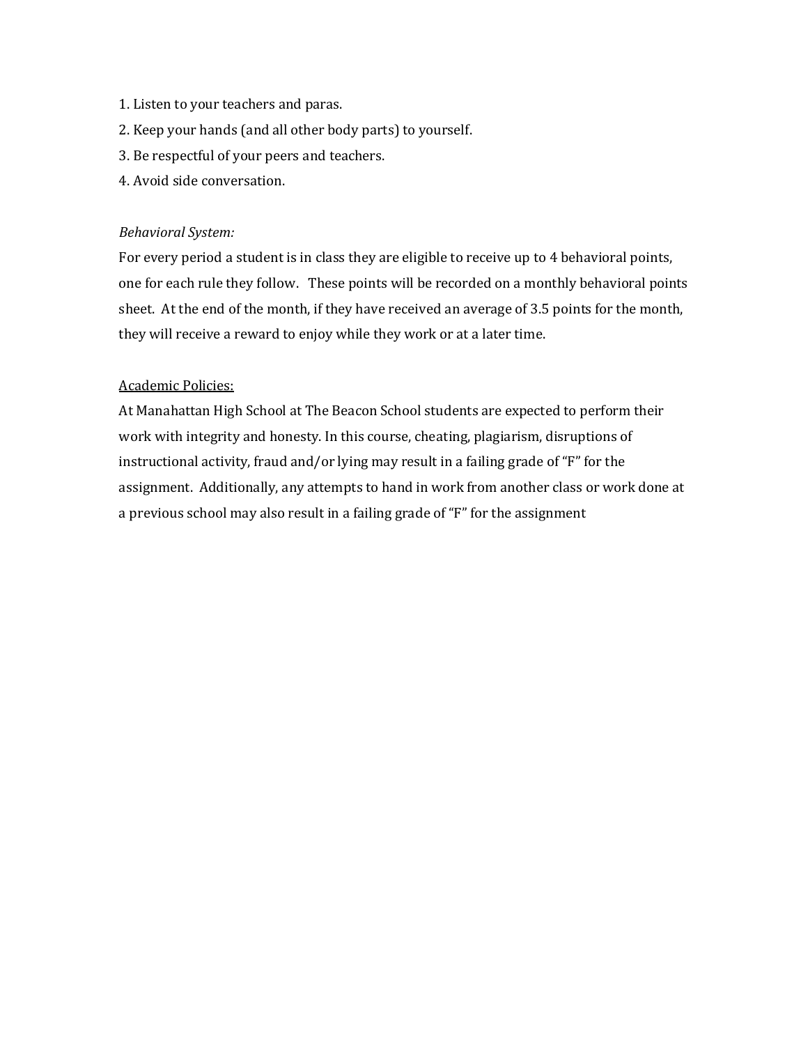1. Listen to your teachers and paras.
2. Keep your hands (and all other body parts) to yourself.
3. Be respectful of your peers and teachers.
4. Avoid side conversation.

*Behavioral System:*

For every period a student is in class they are eligible to receive up to 4 behavioral points, one for each rule they follow. These points will be recorded on a monthly behavioral points sheet. At the end of the month, if they have received an average of 3.5 points for the month, they will receive a reward to enjoy while they work or at a later time.

<u>Academic Policies:</u>

At Manahattan High School at The Beacon School students are expected to perform their work with integrity and honesty. In this course, cheating, plagiarism, disruptions of instructional activity, fraud and/or lying may result in a failing grade of "F" for the assignment. Additionally, any attempts to hand in work from another class or work done at a previous school may also result in a failing grade of "F" for the assignment